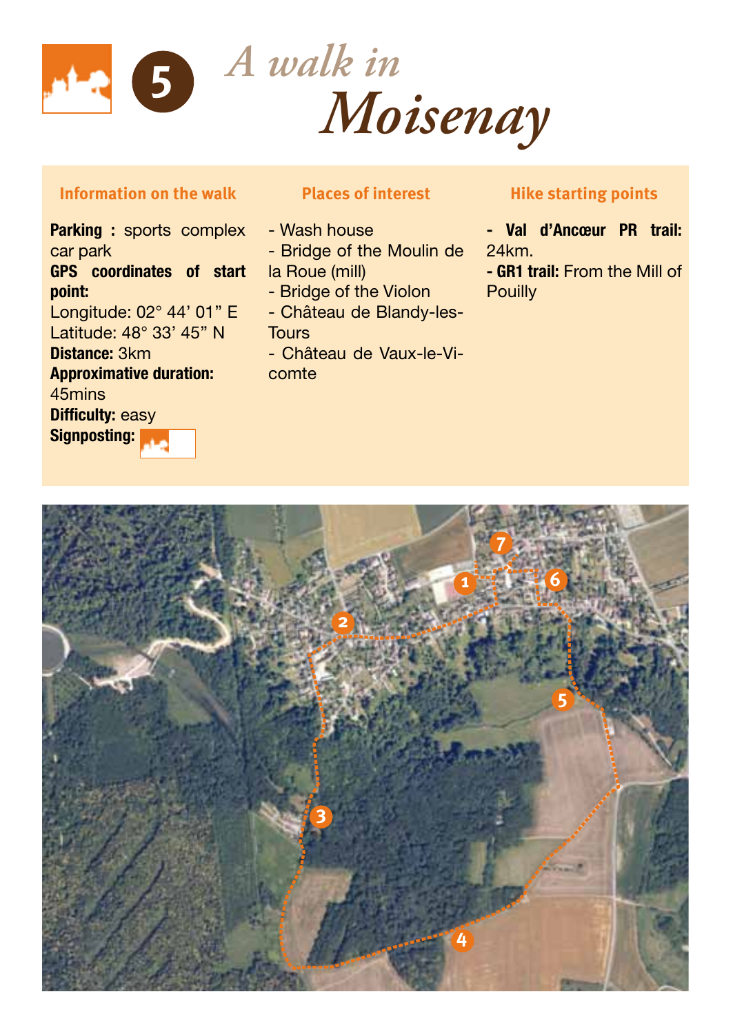# 5 *A walk in* *Moisenay*

### Information on the walk

**Parking :** sports complex car park

**GPS coordinates of start point:**

Longitude: 02° 44' 01" E

Latitude: 48° 33' 45" N

**Distance:** 3km

**Approximative duration:** 45mins

**Difficulty:** easy

**Signposting:**

### Places of interest

- Wash house
- Bridge of the Moulin de la Roue (mill)
- Bridge of the Violon
- Château de Blandy-les-Tours
- Château de Vaux-le-Vicomte

### Hike starting points

- **Val d'Ancœur PR trail:** 24km.
- **GR1 trail:** From the Mill of Pouilly

1 2 3 4 5 6 7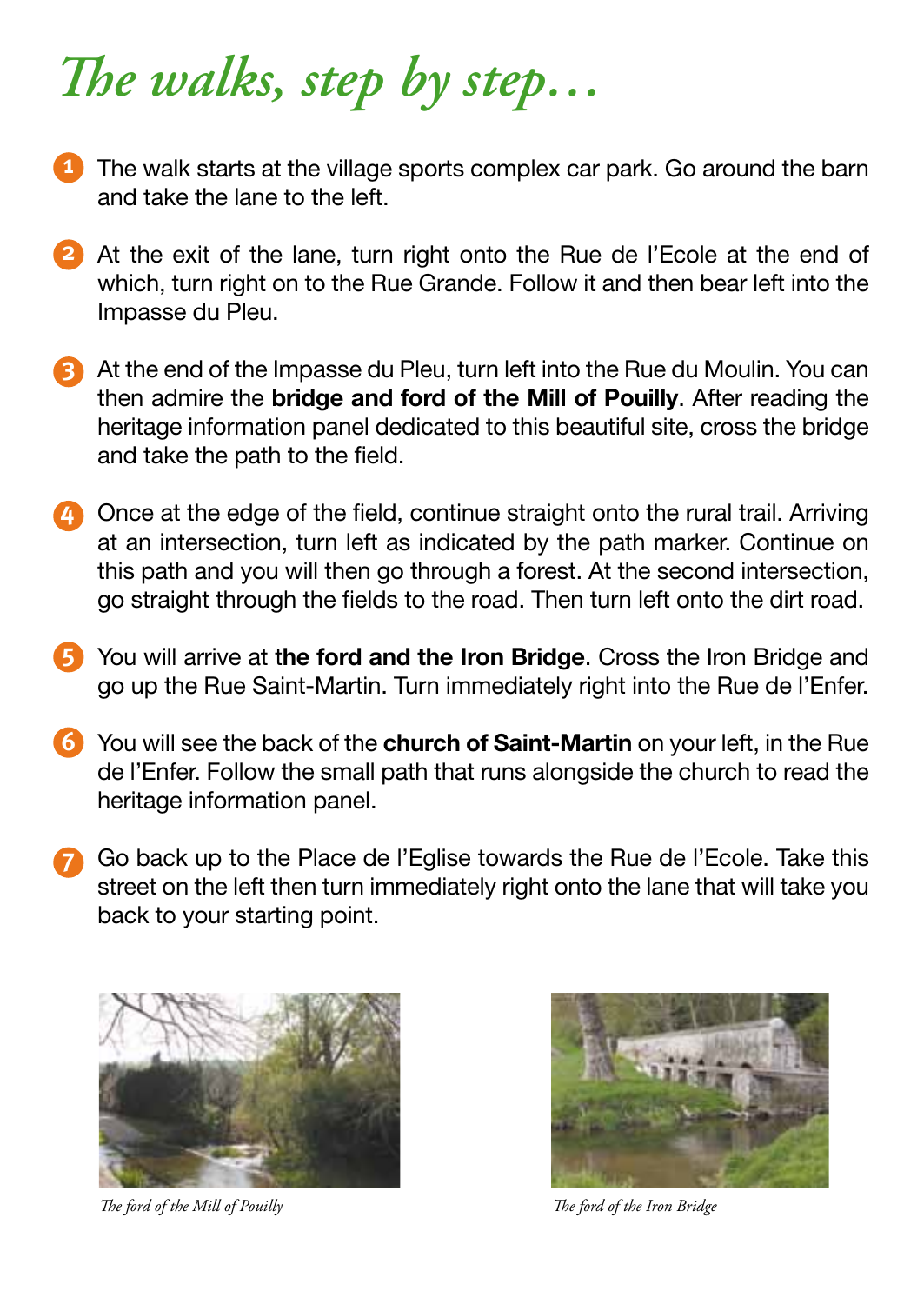# The walks, step by step…

1. The walk starts at the village sports complex car park. Go around the barn and take the lane to the left.

2. At the exit of the lane, turn right onto the Rue de l'Ecole at the end of which, turn right on to the Rue Grande. Follow it and then bear left into the Impasse du Pleu.

3. At the end of the Impasse du Pleu, turn left into the Rue du Moulin. You can then admire the **bridge and ford of the Mill of Pouilly**. After reading the heritage information panel dedicated to this beautiful site, cross the bridge and take the path to the field.

4. Once at the edge of the field, continue straight onto the rural trail. Arriving at an intersection, turn left as indicated by the path marker. Continue on this path and you will then go through a forest. At the second intersection, go straight through the fields to the road. Then turn left onto the dirt road.

5. You will arrive at t**he ford and the Iron Bridge**. Cross the Iron Bridge and go up the Rue Saint-Martin. Turn immediately right into the Rue de l'Enfer.

6. You will see the back of the **church of Saint-Martin** on your left, in the Rue de l'Enfer. Follow the small path that runs alongside the church to read the heritage information panel.

7. Go back up to the Place de l'Eglise towards the Rue de l'Ecole. Take this street on the left then turn immediately right onto the lane that will take you back to your starting point.

*The ford of the Mill of Pouilly*

*The ford of the Iron Bridge*